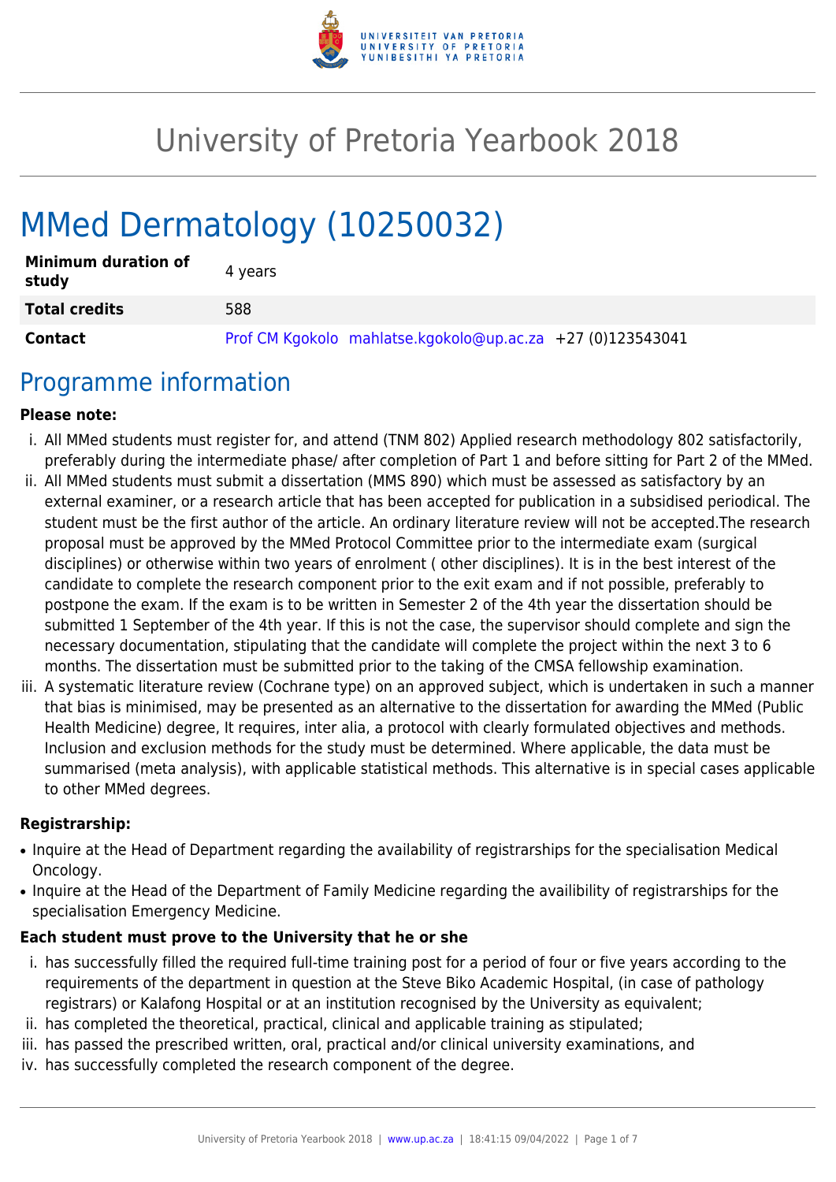# University of Pretoria Yearbook 2018

# MMed Dermatology (10250032)

| | |
|---|---|
| **Minimum duration of study** | 4 years |
| **Total credits** | 588 |
| **Contact** | Prof CM Kgokolo mahlatse.kgokolo@up.ac.za +27 (0)123543041 |

## Programme information

**Please note:**

i. All MMed students must register for, and attend (TNM 802) Applied research methodology 802 satisfactorily, preferably during the intermediate phase/ after completion of Part 1 and before sitting for Part 2 of the MMed.

ii. All MMed students must submit a dissertation (MMS 890) which must be assessed as satisfactory by an external examiner, or a research article that has been accepted for publication in a subsidised periodical. The student must be the first author of the article. An ordinary literature review will not be accepted.The research proposal must be approved by the MMed Protocol Committee prior to the intermediate exam (surgical disciplines) or otherwise within two years of enrolment ( other disciplines). It is in the best interest of the candidate to complete the research component prior to the exit exam and if not possible, preferably to postpone the exam. If the exam is to be written in Semester 2 of the 4th year the dissertation should be submitted 1 September of the 4th year. If this is not the case, the supervisor should complete and sign the necessary documentation, stipulating that the candidate will complete the project within the next 3 to 6 months. The dissertation must be submitted prior to the taking of the CMSA fellowship examination.

iii. A systematic literature review (Cochrane type) on an approved subject, which is undertaken in such a manner that bias is minimised, may be presented as an alternative to the dissertation for awarding the MMed (Public Health Medicine) degree, It requires, inter alia, a protocol with clearly formulated objectives and methods. Inclusion and exclusion methods for the study must be determined. Where applicable, the data must be summarised (meta analysis), with applicable statistical methods. This alternative is in special cases applicable to other MMed degrees.

**Registrarship:**

- Inquire at the Head of Department regarding the availability of registrarships for the specialisation Medical Oncology.
- Inquire at the Head of the Department of Family Medicine regarding the availibility of registrarships for the specialisation Emergency Medicine.

**Each student must prove to the University that he or she**

i. has successfully filled the required full-time training post for a period of four or five years according to the requirements of the department in question at the Steve Biko Academic Hospital, (in case of pathology registrars) or Kalafong Hospital or at an institution recognised by the University as equivalent;

ii. has completed the theoretical, practical, clinical and applicable training as stipulated;

iii. has passed the prescribed written, oral, practical and/or clinical university examinations, and

iv. has successfully completed the research component of the degree.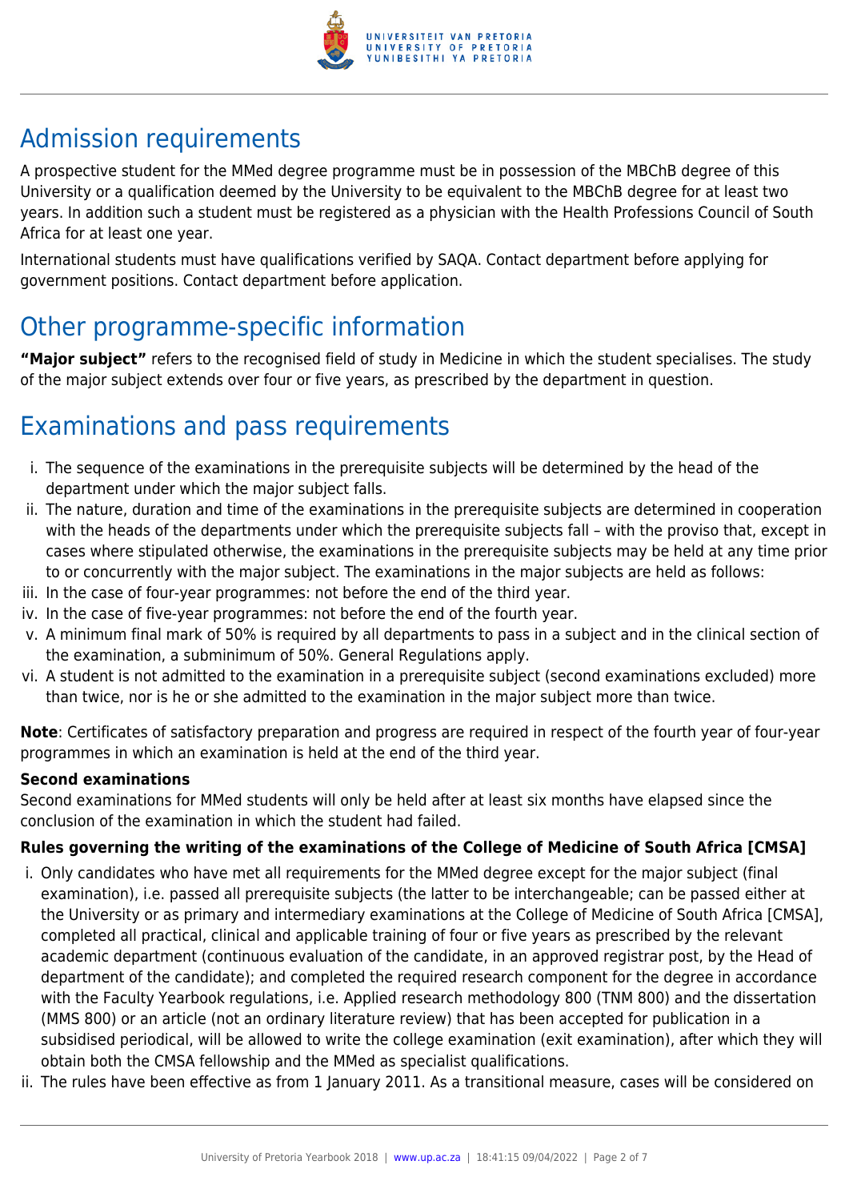## Admission requirements

A prospective student for the MMed degree programme must be in possession of the MBChB degree of this University or a qualification deemed by the University to be equivalent to the MBChB degree for at least two years. In addition such a student must be registered as a physician with the Health Professions Council of South Africa for at least one year.

International students must have qualifications verified by SAQA. Contact department before applying for government positions. Contact department before application.

## Other programme-specific information

**"Major subject"** refers to the recognised field of study in Medicine in which the student specialises. The study of the major subject extends over four or five years, as prescribed by the department in question.

## Examinations and pass requirements

i. The sequence of the examinations in the prerequisite subjects will be determined by the head of the department under which the major subject falls.
ii. The nature, duration and time of the examinations in the prerequisite subjects are determined in cooperation with the heads of the departments under which the prerequisite subjects fall – with the proviso that, except in cases where stipulated otherwise, the examinations in the prerequisite subjects may be held at any time prior to or concurrently with the major subject. The examinations in the major subjects are held as follows:
iii. In the case of four-year programmes: not before the end of the third year.
iv. In the case of five-year programmes: not before the end of the fourth year.
v. A minimum final mark of 50% is required by all departments to pass in a subject and in the clinical section of the examination, a subminimum of 50%. General Regulations apply.
vi. A student is not admitted to the examination in a prerequisite subject (second examinations excluded) more than twice, nor is he or she admitted to the examination in the major subject more than twice.

**Note**: Certificates of satisfactory preparation and progress are required in respect of the fourth year of four-year programmes in which an examination is held at the end of the third year.

**Second examinations**
Second examinations for MMed students will only be held after at least six months have elapsed since the conclusion of the examination in which the student had failed.

**Rules governing the writing of the examinations of the College of Medicine of South Africa [CMSA]**

i. Only candidates who have met all requirements for the MMed degree except for the major subject (final examination), i.e. passed all prerequisite subjects (the latter to be interchangeable; can be passed either at the University or as primary and intermediary examinations at the College of Medicine of South Africa [CMSA], completed all practical, clinical and applicable training of four or five years as prescribed by the relevant academic department (continuous evaluation of the candidate, in an approved registrar post, by the Head of department of the candidate); and completed the required research component for the degree in accordance with the Faculty Yearbook regulations, i.e. Applied research methodology 800 (TNM 800) and the dissertation (MMS 800) or an article (not an ordinary literature review) that has been accepted for publication in a subsidised periodical, will be allowed to write the college examination (exit examination), after which they will obtain both the CMSA fellowship and the MMed as specialist qualifications.
ii. The rules have been effective as from 1 January 2011. As a transitional measure, cases will be considered on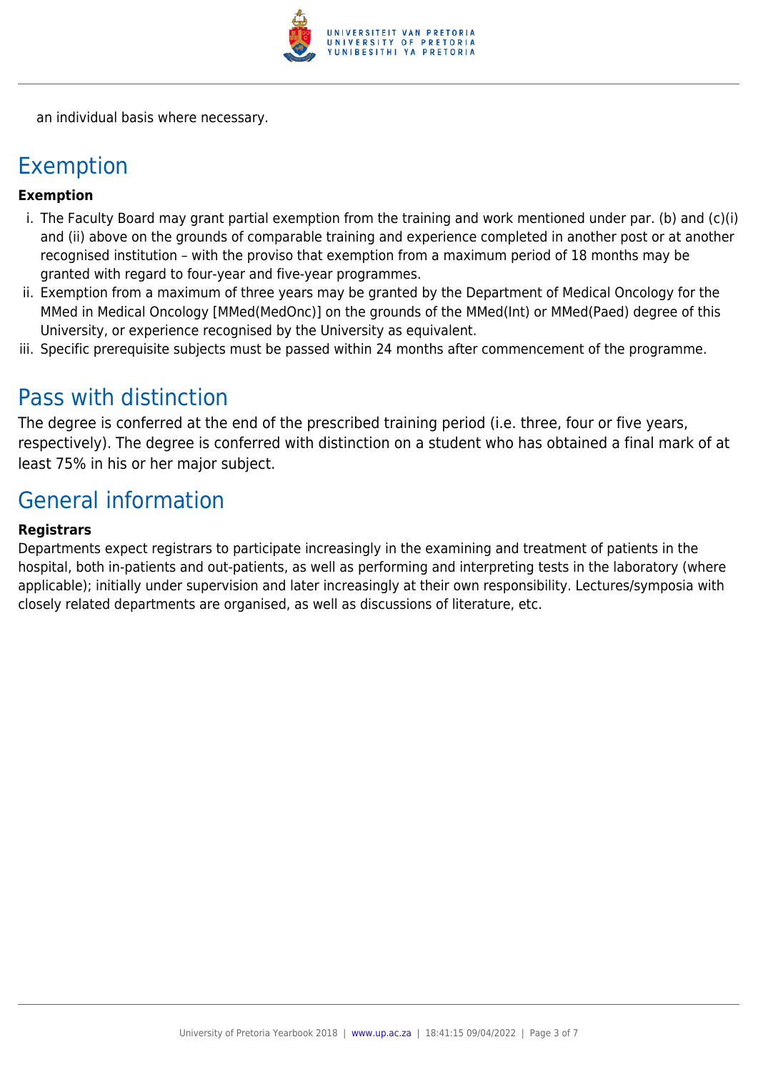an individual basis where necessary.

## Exemption

**Exemption**

i. The Faculty Board may grant partial exemption from the training and work mentioned under par. (b) and (c)(i) and (ii) above on the grounds of comparable training and experience completed in another post or at another recognised institution – with the proviso that exemption from a maximum period of 18 months may be granted with regard to four-year and five-year programmes.
ii. Exemption from a maximum of three years may be granted by the Department of Medical Oncology for the MMed in Medical Oncology [MMed(MedOnc)] on the grounds of the MMed(Int) or MMed(Paed) degree of this University, or experience recognised by the University as equivalent.
iii. Specific prerequisite subjects must be passed within 24 months after commencement of the programme.

## Pass with distinction

The degree is conferred at the end of the prescribed training period (i.e. three, four or five years, respectively). The degree is conferred with distinction on a student who has obtained a final mark of at least 75% in his or her major subject.

## General information

**Registrars**

Departments expect registrars to participate increasingly in the examining and treatment of patients in the hospital, both in-patients and out-patients, as well as performing and interpreting tests in the laboratory (where applicable); initially under supervision and later increasingly at their own responsibility. Lectures/symposia with closely related departments are organised, as well as discussions of literature, etc.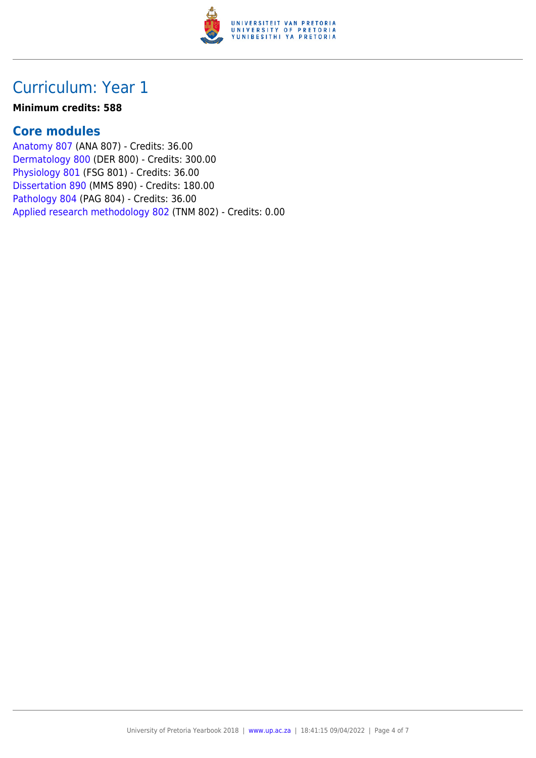# Curriculum: Year 1

**Minimum credits: 588**

## Core modules

Anatomy 807 (ANA 807) - Credits: 36.00
Dermatology 800 (DER 800) - Credits: 300.00
Physiology 801 (FSG 801) - Credits: 36.00
Dissertation 890 (MMS 890) - Credits: 180.00
Pathology 804 (PAG 804) - Credits: 36.00
Applied research methodology 802 (TNM 802) - Credits: 0.00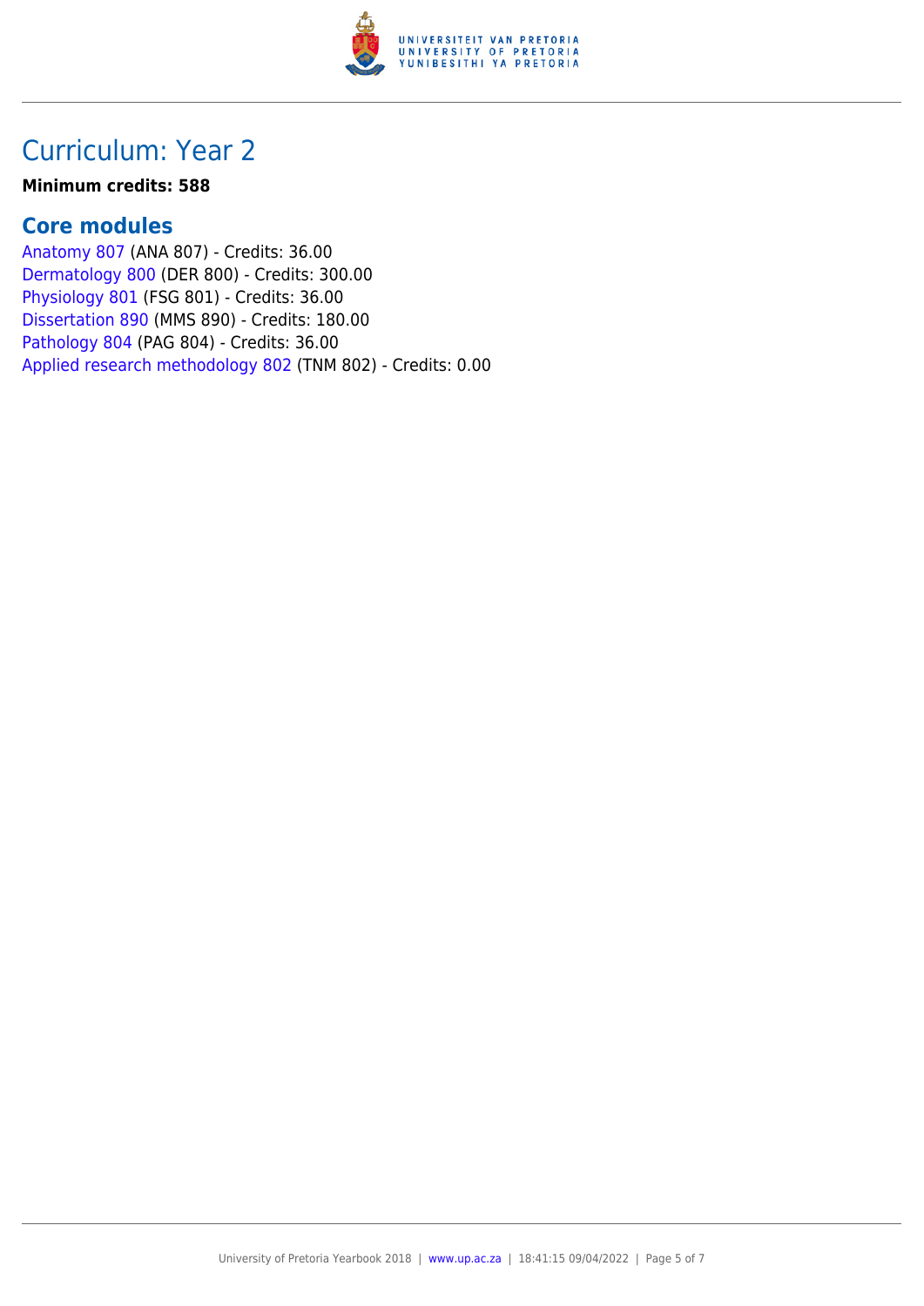# Curriculum: Year 2

**Minimum credits: 588**

## Core modules

Anatomy 807 (ANA 807) - Credits: 36.00
Dermatology 800 (DER 800) - Credits: 300.00
Physiology 801 (FSG 801) - Credits: 36.00
Dissertation 890 (MMS 890) - Credits: 180.00
Pathology 804 (PAG 804) - Credits: 36.00
Applied research methodology 802 (TNM 802) - Credits: 0.00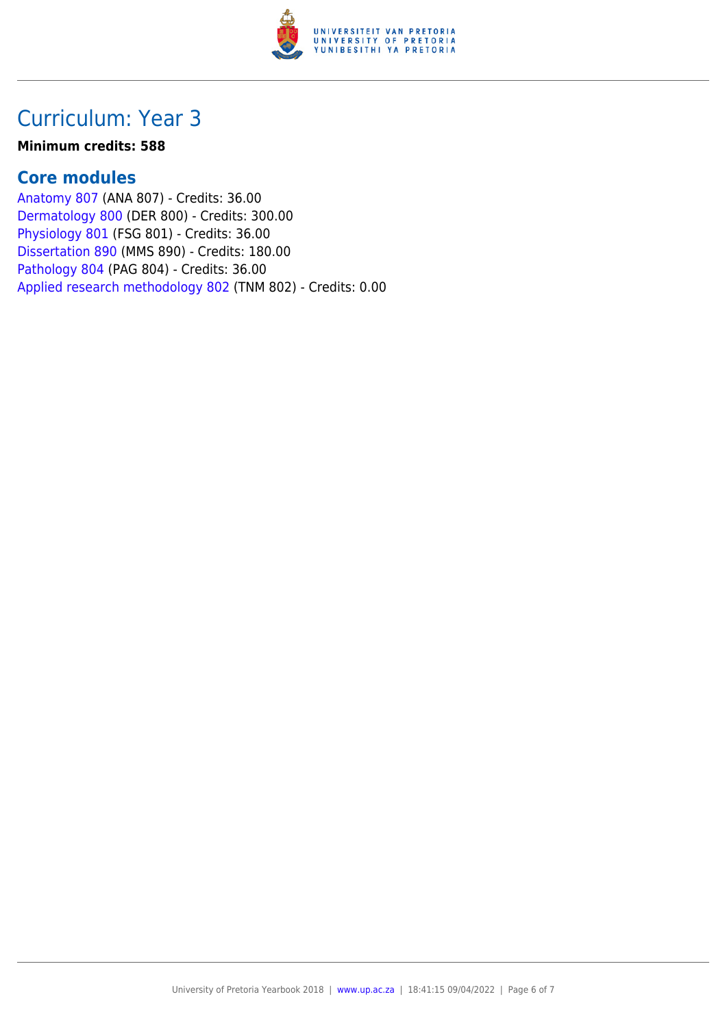# Curriculum: Year 3

**Minimum credits: 588**

## Core modules

Anatomy 807 (ANA 807) - Credits: 36.00
Dermatology 800 (DER 800) - Credits: 300.00
Physiology 801 (FSG 801) - Credits: 36.00
Dissertation 890 (MMS 890) - Credits: 180.00
Pathology 804 (PAG 804) - Credits: 36.00
Applied research methodology 802 (TNM 802) - Credits: 0.00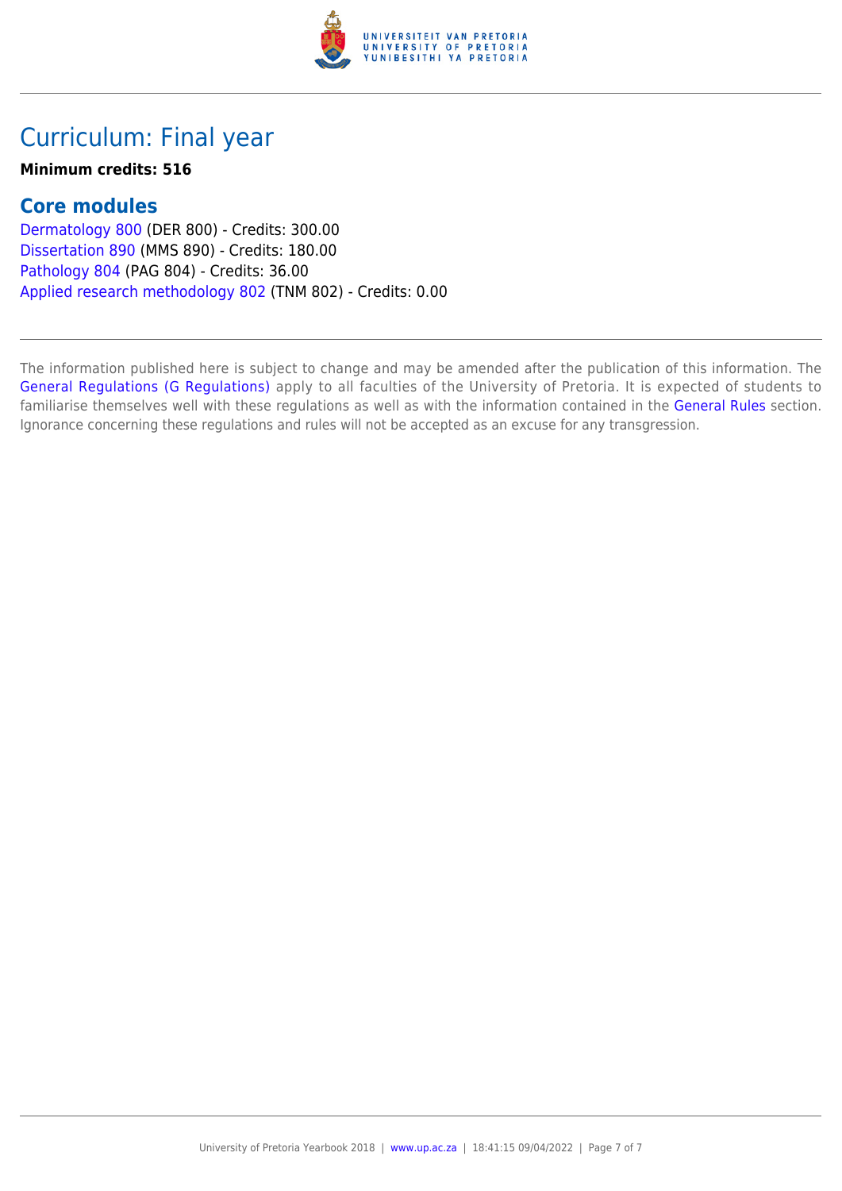## Curriculum: Final year

**Minimum credits: 516**

### Core modules

Dermatology 800 (DER 800) - Credits: 300.00
Dissertation 890 (MMS 890) - Credits: 180.00
Pathology 804 (PAG 804) - Credits: 36.00
Applied research methodology 802 (TNM 802) - Credits: 0.00

---

The information published here is subject to change and may be amended after the publication of this information. The General Regulations (G Regulations) apply to all faculties of the University of Pretoria. It is expected of students to familiarise themselves well with these regulations as well as with the information contained in the General Rules section. Ignorance concerning these regulations and rules will not be accepted as an excuse for any transgression.